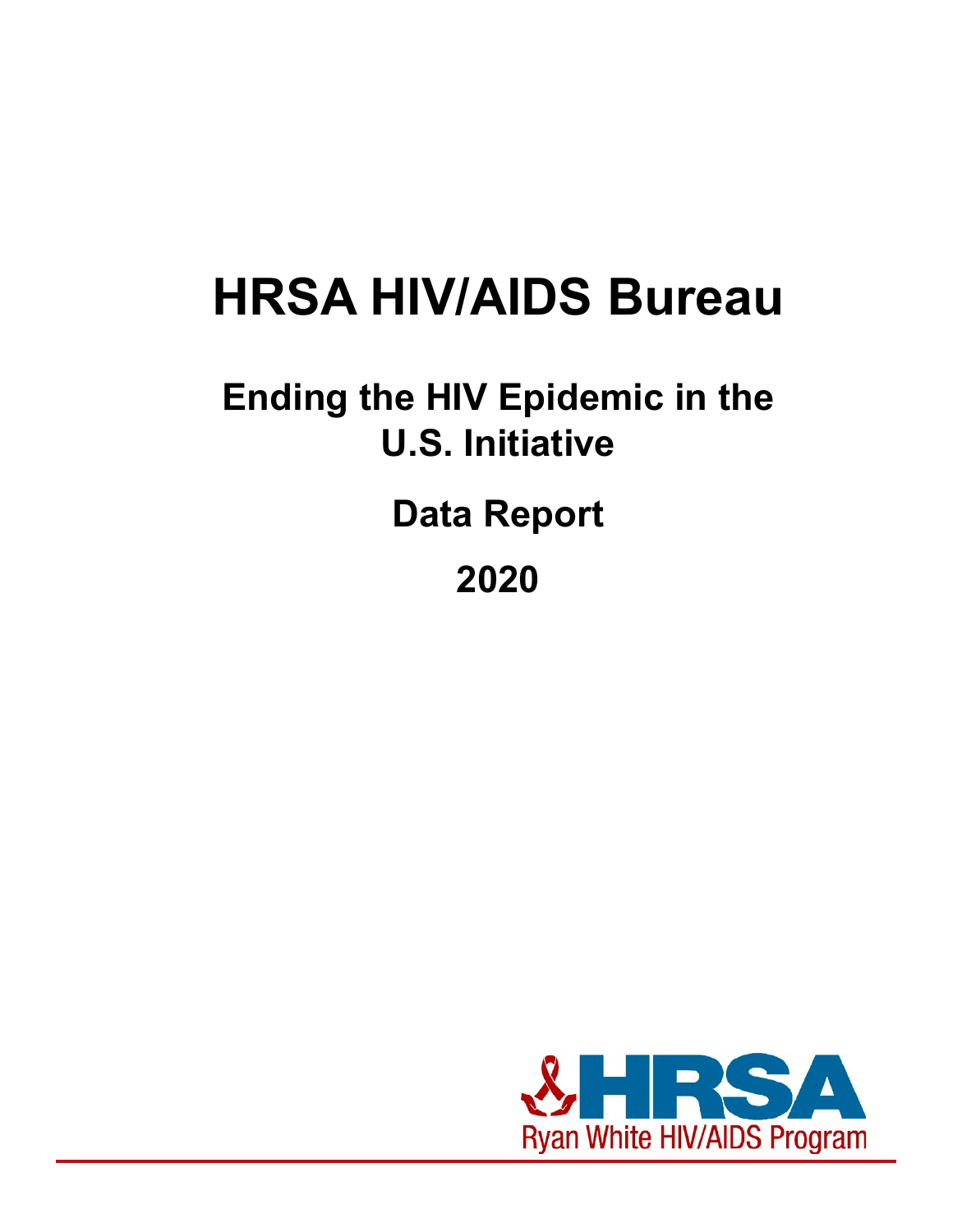# HRSA HIV/AIDS Bureau

## Ending the HIV Epidemic in the U.S. Initiative

## Data Report

## 2020

HRSA

Ryan White HIV/AIDS Program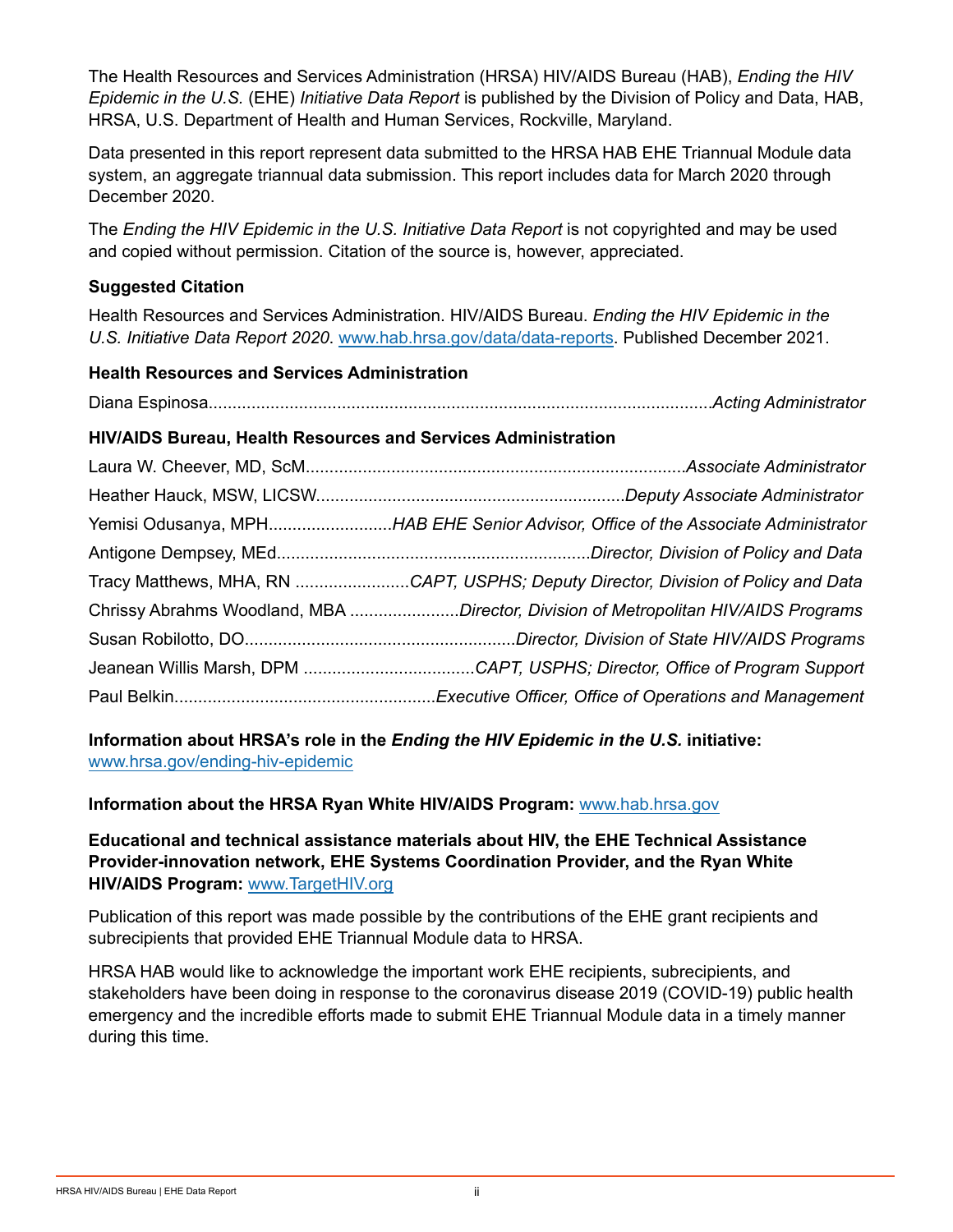The Health Resources and Services Administration (HRSA) HIV/AIDS Bureau (HAB), *Ending the HIV Epidemic in the U.S.* (EHE) *Initiative Data Report* is published by the Division of Policy and Data, HAB, HRSA, U.S. Department of Health and Human Services, Rockville, Maryland.

Data presented in this report represent data submitted to the HRSA HAB EHE Triannual Module data system, an aggregate triannual data submission. This report includes data for March 2020 through December 2020.

The *Ending the HIV Epidemic in the U.S. Initiative Data Report* is not copyrighted and may be used and copied without permission. Citation of the source is, however, appreciated.

**Suggested Citation**

Health Resources and Services Administration. HIV/AIDS Bureau. *Ending the HIV Epidemic in the U.S. Initiative Data Report 2020*. www.hab.hrsa.gov/data/data-reports. Published December 2021.

**Health Resources and Services Administration**

Diana Espinosa........................................................................................................*Acting Administrator*

**HIV/AIDS Bureau, Health Resources and Services Administration**

Laura W. Cheever, MD, ScM................................................................................*Associate Administrator*

Heather Hauck, MSW, LICSW.................................................................*Deputy Associate Administrator*

Yemisi Odusanya, MPH..........................*HAB EHE Senior Advisor, Office of the Associate Administrator*

Antigone Dempsey, MEd.................................................................*Director, Division of Policy and Data*

Tracy Matthews, MHA, RN ........................*CAPT, USPHS; Deputy Director, Division of Policy and Data*

Chrissy Abrahms Woodland, MBA .......................*Director, Division of Metropolitan HIV/AIDS Programs*

Susan Robilotto, DO.........................................................*Director, Division of State HIV/AIDS Programs*

Jeanean Willis Marsh, DPM ....................................*CAPT, USPHS; Director, Office of Program Support*

Paul Belkin.......................................................*Executive Officer, Office of Operations and Management*

**Information about HRSA's role in the *Ending the HIV Epidemic in the U.S.* initiative:** www.hrsa.gov/ending-hiv-epidemic

**Information about the HRSA Ryan White HIV/AIDS Program:** www.hab.hrsa.gov

**Educational and technical assistance materials about HIV, the EHE Technical Assistance Provider-innovation network, EHE Systems Coordination Provider, and the Ryan White HIV/AIDS Program:** www.TargetHIV.org

Publication of this report was made possible by the contributions of the EHE grant recipients and subrecipients that provided EHE Triannual Module data to HRSA.

HRSA HAB would like to acknowledge the important work EHE recipients, subrecipients, and stakeholders have been doing in response to the coronavirus disease 2019 (COVID-19) public health emergency and the incredible efforts made to submit EHE Triannual Module data in a timely manner during this time.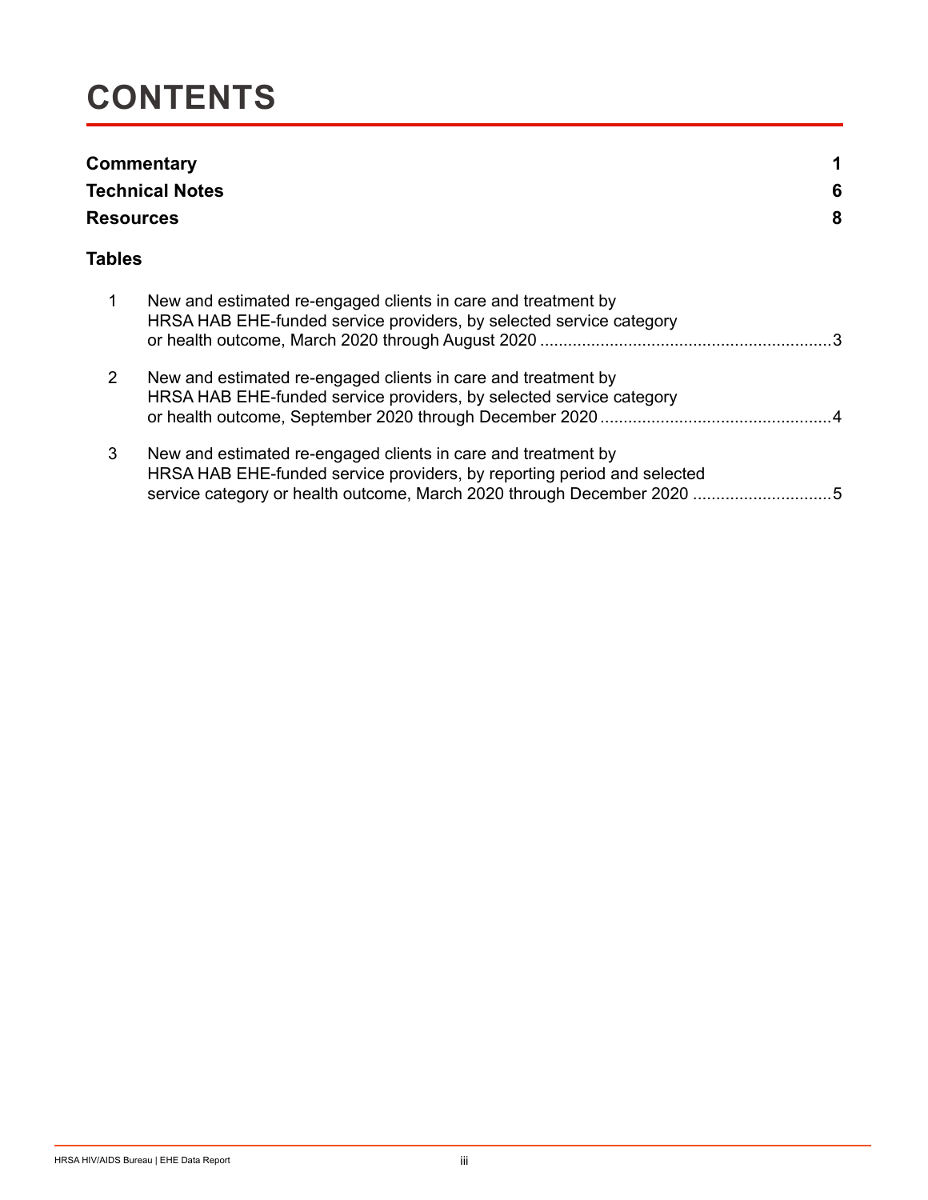# CONTENTS

**Commentary** **1**

**Technical Notes** **6**

**Resources** **8**

**Tables**

1. New and estimated re-engaged clients in care and treatment by HRSA HAB EHE-funded service providers, by selected service category or health outcome, March 2020 through August 2020 .....3

2. New and estimated re-engaged clients in care and treatment by HRSA HAB EHE-funded service providers, by selected service category or health outcome, September 2020 through December 2020 .....4

3. New and estimated re-engaged clients in care and treatment by HRSA HAB EHE-funded service providers, by reporting period and selected service category or health outcome, March 2020 through December 2020 .....5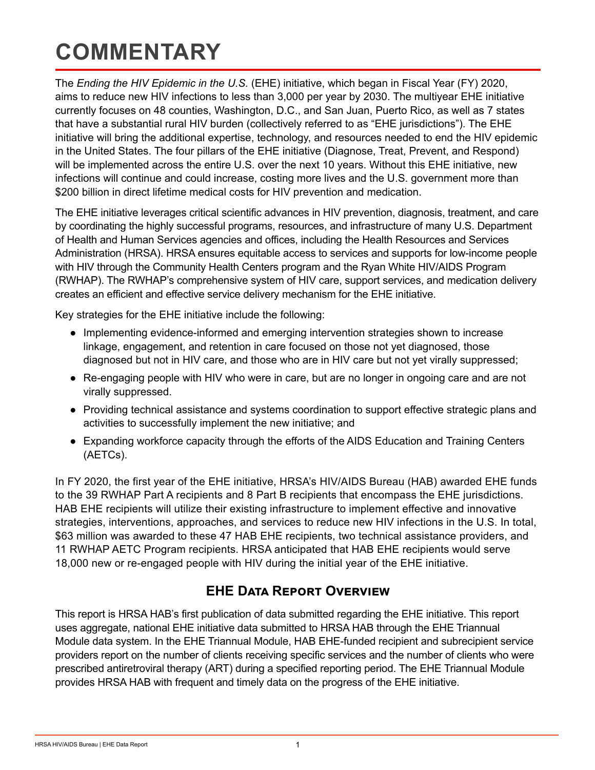# COMMENTARY

The *Ending the HIV Epidemic in the U.S.* (EHE) initiative, which began in Fiscal Year (FY) 2020, aims to reduce new HIV infections to less than 3,000 per year by 2030. The multiyear EHE initiative currently focuses on 48 counties, Washington, D.C., and San Juan, Puerto Rico, as well as 7 states that have a substantial rural HIV burden (collectively referred to as "EHE jurisdictions"). The EHE initiative will bring the additional expertise, technology, and resources needed to end the HIV epidemic in the United States. The four pillars of the EHE initiative (Diagnose, Treat, Prevent, and Respond) will be implemented across the entire U.S. over the next 10 years. Without this EHE initiative, new infections will continue and could increase, costing more lives and the U.S. government more than $200 billion in direct lifetime medical costs for HIV prevention and medication.

The EHE initiative leverages critical scientific advances in HIV prevention, diagnosis, treatment, and care by coordinating the highly successful programs, resources, and infrastructure of many U.S. Department of Health and Human Services agencies and offices, including the Health Resources and Services Administration (HRSA). HRSA ensures equitable access to services and supports for low-income people with HIV through the Community Health Centers program and the Ryan White HIV/AIDS Program (RWHAP). The RWHAP's comprehensive system of HIV care, support services, and medication delivery creates an efficient and effective service delivery mechanism for the EHE initiative.

Key strategies for the EHE initiative include the following:

- Implementing evidence-informed and emerging intervention strategies shown to increase linkage, engagement, and retention in care focused on those not yet diagnosed, those diagnosed but not in HIV care, and those who are in HIV care but not yet virally suppressed;
- Re-engaging people with HIV who were in care, but are no longer in ongoing care and are not virally suppressed.
- Providing technical assistance and systems coordination to support effective strategic plans and activities to successfully implement the new initiative; and
- Expanding workforce capacity through the efforts of the AIDS Education and Training Centers (AETCs).

In FY 2020, the first year of the EHE initiative, HRSA's HIV/AIDS Bureau (HAB) awarded EHE funds to the 39 RWHAP Part A recipients and 8 Part B recipients that encompass the EHE jurisdictions. HAB EHE recipients will utilize their existing infrastructure to implement effective and innovative strategies, interventions, approaches, and services to reduce new HIV infections in the U.S. In total, $63 million was awarded to these 47 HAB EHE recipients, two technical assistance providers, and 11 RWHAP AETC Program recipients. HRSA anticipated that HAB EHE recipients would serve 18,000 new or re-engaged people with HIV during the initial year of the EHE initiative.

## EHE Data Report Overview

This report is HRSA HAB's first publication of data submitted regarding the EHE initiative. This report uses aggregate, national EHE initiative data submitted to HRSA HAB through the EHE Triannual Module data system. In the EHE Triannual Module, HAB EHE-funded recipient and subrecipient service providers report on the number of clients receiving specific services and the number of clients who were prescribed antiretroviral therapy (ART) during a specified reporting period. The EHE Triannual Module provides HRSA HAB with frequent and timely data on the progress of the EHE initiative.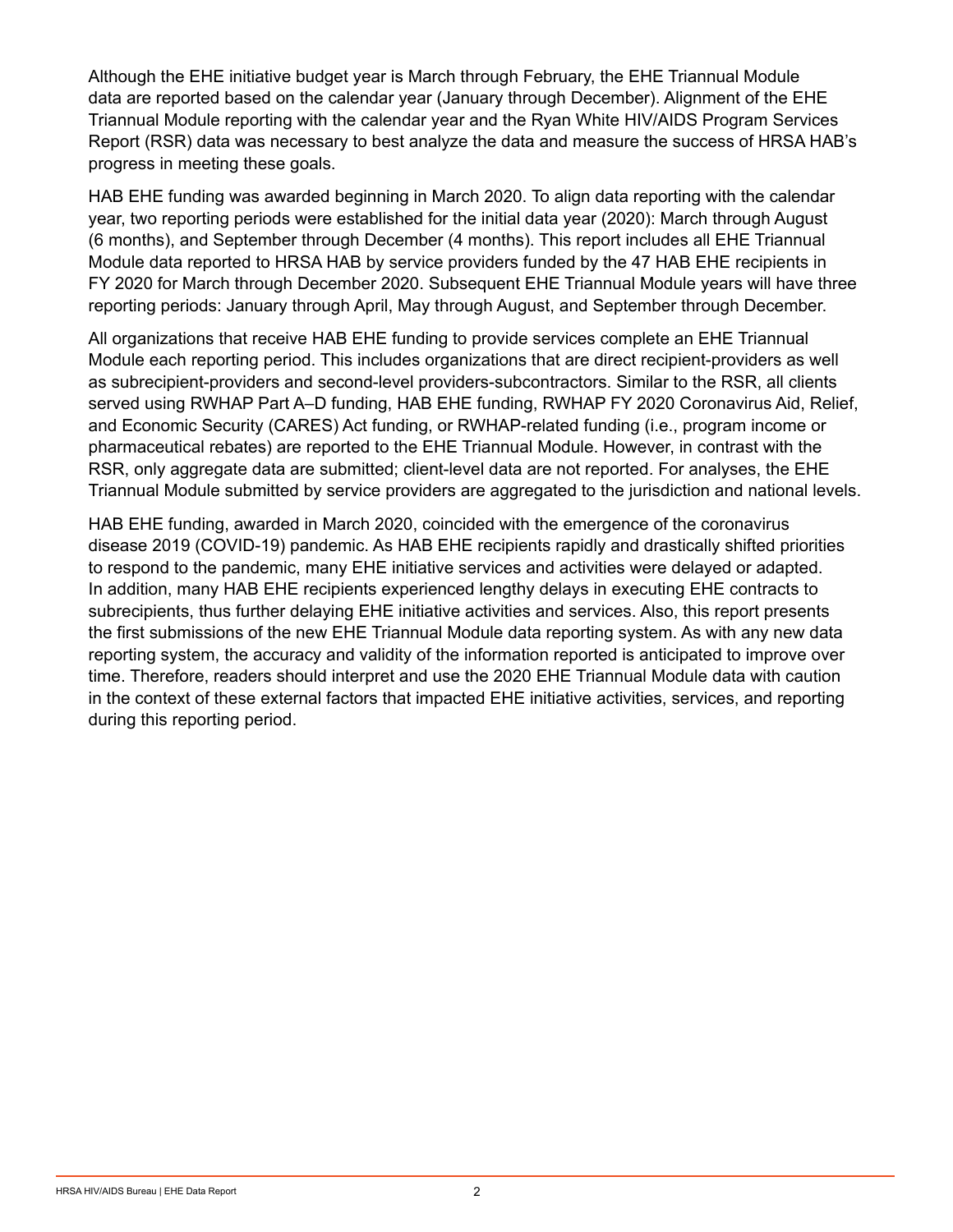Although the EHE initiative budget year is March through February, the EHE Triannual Module data are reported based on the calendar year (January through December). Alignment of the EHE Triannual Module reporting with the calendar year and the Ryan White HIV/AIDS Program Services Report (RSR) data was necessary to best analyze the data and measure the success of HRSA HAB's progress in meeting these goals.

HAB EHE funding was awarded beginning in March 2020. To align data reporting with the calendar year, two reporting periods were established for the initial data year (2020): March through August (6 months), and September through December (4 months). This report includes all EHE Triannual Module data reported to HRSA HAB by service providers funded by the 47 HAB EHE recipients in FY 2020 for March through December 2020. Subsequent EHE Triannual Module years will have three reporting periods: January through April, May through August, and September through December.

All organizations that receive HAB EHE funding to provide services complete an EHE Triannual Module each reporting period. This includes organizations that are direct recipient-providers as well as subrecipient-providers and second-level providers-subcontractors. Similar to the RSR, all clients served using RWHAP Part A–D funding, HAB EHE funding, RWHAP FY 2020 Coronavirus Aid, Relief, and Economic Security (CARES) Act funding, or RWHAP-related funding (i.e., program income or pharmaceutical rebates) are reported to the EHE Triannual Module. However, in contrast with the RSR, only aggregate data are submitted; client-level data are not reported. For analyses, the EHE Triannual Module submitted by service providers are aggregated to the jurisdiction and national levels.

HAB EHE funding, awarded in March 2020, coincided with the emergence of the coronavirus disease 2019 (COVID-19) pandemic. As HAB EHE recipients rapidly and drastically shifted priorities to respond to the pandemic, many EHE initiative services and activities were delayed or adapted. In addition, many HAB EHE recipients experienced lengthy delays in executing EHE contracts to subrecipients, thus further delaying EHE initiative activities and services. Also, this report presents the first submissions of the new EHE Triannual Module data reporting system. As with any new data reporting system, the accuracy and validity of the information reported is anticipated to improve over time. Therefore, readers should interpret and use the 2020 EHE Triannual Module data with caution in the context of these external factors that impacted EHE initiative activities, services, and reporting during this reporting period.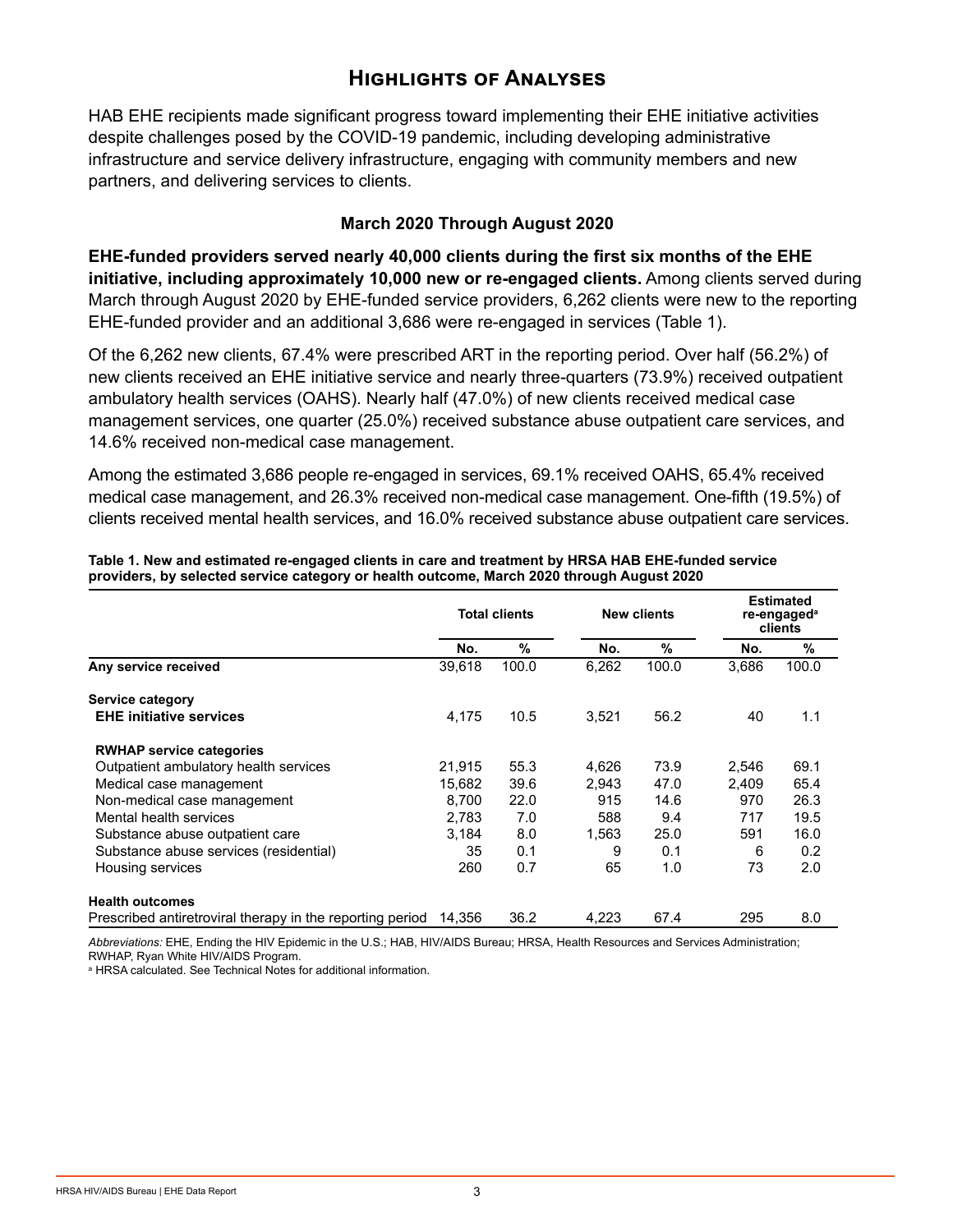## Highlights of Analyses

HAB EHE recipients made significant progress toward implementing their EHE initiative activities despite challenges posed by the COVID-19 pandemic, including developing administrative infrastructure and service delivery infrastructure, engaging with community members and new partners, and delivering services to clients.

### March 2020 Through August 2020

**EHE-funded providers served nearly 40,000 clients during the first six months of the EHE initiative, including approximately 10,000 new or re-engaged clients.** Among clients served during March through August 2020 by EHE-funded service providers, 6,262 clients were new to the reporting EHE-funded provider and an additional 3,686 were re-engaged in services (Table 1).

Of the 6,262 new clients, 67.4% were prescribed ART in the reporting period. Over half (56.2%) of new clients received an EHE initiative service and nearly three-quarters (73.9%) received outpatient ambulatory health services (OAHS). Nearly half (47.0%) of new clients received medical case management services, one quarter (25.0%) received substance abuse outpatient care services, and 14.6% received non-medical case management.

Among the estimated 3,686 people re-engaged in services, 69.1% received OAHS, 65.4% received medical case management, and 26.3% received non-medical case management. One-fifth (19.5%) of clients received mental health services, and 16.0% received substance abuse outpatient care services.

**Table 1. New and estimated re-engaged clients in care and treatment by HRSA HAB EHE-funded service providers, by selected service category or health outcome, March 2020 through August 2020**

| | Total clients | | New clients | | Estimated re-engaged[a] clients | |
|---|---|---|---|---|---|---|
| | No. | % | No. | % | No. | % |
| **Any service received** | 39,618 | 100.0 | 6,262 | 100.0 | 3,686 | 100.0 |
| **Service category** | | | | | | |
| **EHE initiative services** | 4,175 | 10.5 | 3,521 | 56.2 | 40 | 1.1 |
| **RWHAP service categories** | | | | | | |
| Outpatient ambulatory health services | 21,915 | 55.3 | 4,626 | 73.9 | 2,546 | 69.1 |
| Medical case management | 15,682 | 39.6 | 2,943 | 47.0 | 2,409 | 65.4 |
| Non-medical case management | 8,700 | 22.0 | 915 | 14.6 | 970 | 26.3 |
| Mental health services | 2,783 | 7.0 | 588 | 9.4 | 717 | 19.5 |
| Substance abuse outpatient care | 3,184 | 8.0 | 1,563 | 25.0 | 591 | 16.0 |
| Substance abuse services (residential) | 35 | 0.1 | 9 | 0.1 | 6 | 0.2 |
| Housing services | 260 | 0.7 | 65 | 1.0 | 73 | 2.0 |
| **Health outcomes** | | | | | | |
| Prescribed antiretroviral therapy in the reporting period | 14,356 | 36.2 | 4,223 | 67.4 | 295 | 8.0 |

*Abbreviations:* EHE, Ending the HIV Epidemic in the U.S.; HAB, HIV/AIDS Bureau; HRSA, Health Resources and Services Administration; RWHAP, Ryan White HIV/AIDS Program.

[a] HRSA calculated. See Technical Notes for additional information.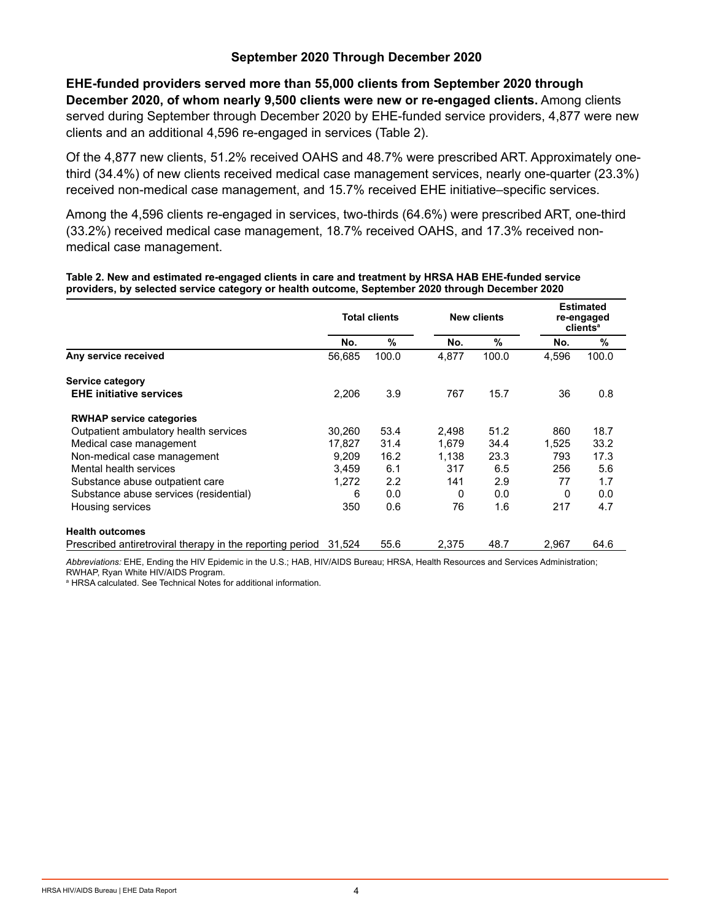## September 2020 Through December 2020

**EHE-funded providers served more than 55,000 clients from September 2020 through December 2020, of whom nearly 9,500 clients were new or re-engaged clients.** Among clients served during September through December 2020 by EHE-funded service providers, 4,877 were new clients and an additional 4,596 re-engaged in services (Table 2).

Of the 4,877 new clients, 51.2% received OAHS and 48.7% were prescribed ART. Approximately one-third (34.4%) of new clients received medical case management services, nearly one-quarter (23.3%) received non-medical case management, and 15.7% received EHE initiative–specific services.

Among the 4,596 clients re-engaged in services, two-thirds (64.6%) were prescribed ART, one-third (33.2%) received medical case management, 18.7% received OAHS, and 17.3% received non-medical case management.

**Table 2. New and estimated re-engaged clients in care and treatment by HRSA HAB EHE-funded service providers, by selected service category or health outcome, September 2020 through December 2020**

| | Total clients | | New clients | | Estimated re-engaged clients[a] | |
|---|---|---|---|---|---|---|
| | No. | % | No. | % | No. | % |
| **Any service received** | 56,685 | 100.0 | 4,877 | 100.0 | 4,596 | 100.0 |
| **Service category** | | | | | | |
| **EHE initiative services** | 2,206 | 3.9 | 767 | 15.7 | 36 | 0.8 |
| **RWHAP service categories** | | | | | | |
| Outpatient ambulatory health services | 30,260 | 53.4 | 2,498 | 51.2 | 860 | 18.7 |
| Medical case management | 17,827 | 31.4 | 1,679 | 34.4 | 1,525 | 33.2 |
| Non-medical case management | 9,209 | 16.2 | 1,138 | 23.3 | 793 | 17.3 |
| Mental health services | 3,459 | 6.1 | 317 | 6.5 | 256 | 5.6 |
| Substance abuse outpatient care | 1,272 | 2.2 | 141 | 2.9 | 77 | 1.7 |
| Substance abuse services (residential) | 6 | 0.0 | 0 | 0.0 | 0 | 0.0 |
| Housing services | 350 | 0.6 | 76 | 1.6 | 217 | 4.7 |
| **Health outcomes** | | | | | | |
| Prescribed antiretroviral therapy in the reporting period | 31,524 | 55.6 | 2,375 | 48.7 | 2,967 | 64.6 |

*Abbreviations:* EHE, Ending the HIV Epidemic in the U.S.; HAB, HIV/AIDS Bureau; HRSA, Health Resources and Services Administration; RWHAP, Ryan White HIV/AIDS Program.

[a] HRSA calculated. See Technical Notes for additional information.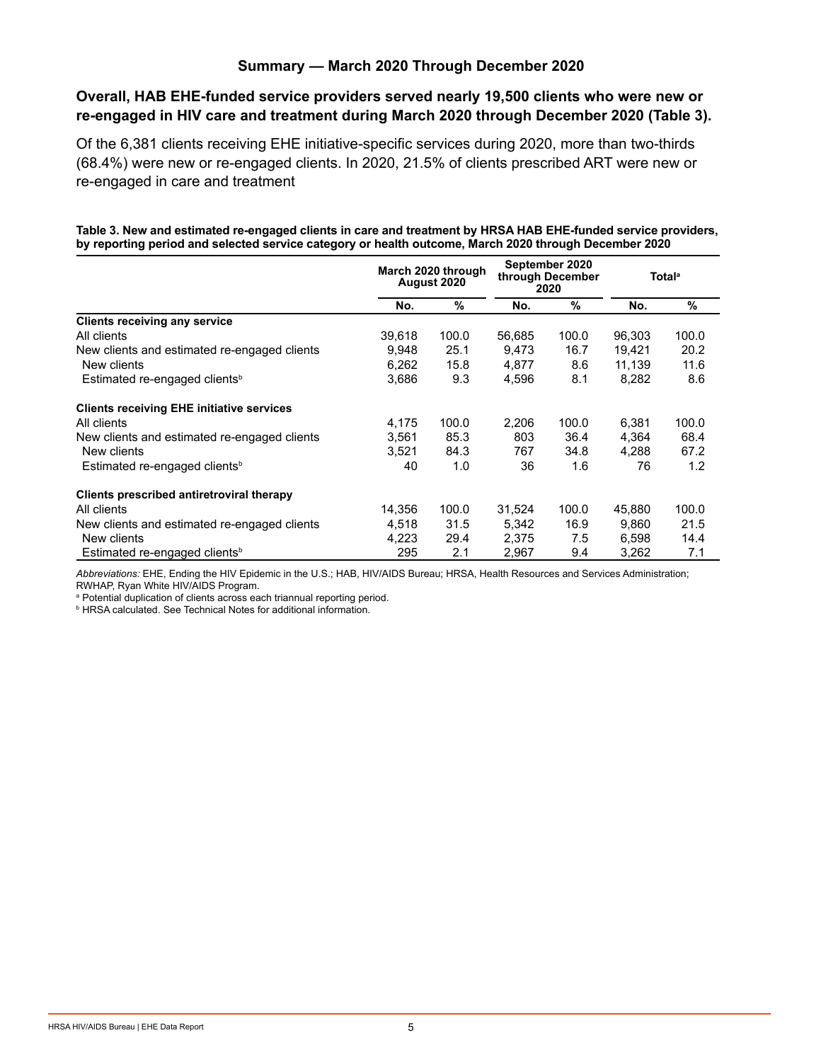## Summary — March 2020 Through December 2020

### Overall, HAB EHE-funded service providers served nearly 19,500 clients who were new or re-engaged in HIV care and treatment during March 2020 through December 2020 (Table 3).

Of the 6,381 clients receiving EHE initiative-specific services during 2020, more than two-thirds (68.4%) were new or re-engaged clients. In 2020, 21.5% of clients prescribed ART were new or re-engaged in care and treatment

**Table 3. New and estimated re-engaged clients in care and treatment by HRSA HAB EHE-funded service providers, by reporting period and selected service category or health outcome, March 2020 through December 2020**

| | March 2020 through August 2020 | | September 2020 through December 2020 | | Total[a] | |
|---|---|---|---|---|---|---|
| | No. | % | No. | % | No. | % |
| **Clients receiving any service** | | | | | | |
| All clients | 39,618 | 100.0 | 56,685 | 100.0 | 96,303 | 100.0 |
| New clients and estimated re-engaged clients | 9,948 | 25.1 | 9,473 | 16.7 | 19,421 | 20.2 |
| New clients | 6,262 | 15.8 | 4,877 | 8.6 | 11,139 | 11.6 |
| Estimated re-engaged clients[b] | 3,686 | 9.3 | 4,596 | 8.1 | 8,282 | 8.6 |
| **Clients receiving EHE initiative services** | | | | | | |
| All clients | 4,175 | 100.0 | 2,206 | 100.0 | 6,381 | 100.0 |
| New clients and estimated re-engaged clients | 3,561 | 85.3 | 803 | 36.4 | 4,364 | 68.4 |
| New clients | 3,521 | 84.3 | 767 | 34.8 | 4,288 | 67.2 |
| Estimated re-engaged clients[b] | 40 | 1.0 | 36 | 1.6 | 76 | 1.2 |
| **Clients prescribed antiretroviral therapy** | | | | | | |
| All clients | 14,356 | 100.0 | 31,524 | 100.0 | 45,880 | 100.0 |
| New clients and estimated re-engaged clients | 4,518 | 31.5 | 5,342 | 16.9 | 9,860 | 21.5 |
| New clients | 4,223 | 29.4 | 2,375 | 7.5 | 6,598 | 14.4 |
| Estimated re-engaged clients[b] | 295 | 2.1 | 2,967 | 9.4 | 3,262 | 7.1 |

*Abbreviations:* EHE, Ending the HIV Epidemic in the U.S.; HAB, HIV/AIDS Bureau; HRSA, Health Resources and Services Administration; RWHAP, Ryan White HIV/AIDS Program.

[a] Potential duplication of clients across each triannual reporting period.

[b] HRSA calculated. See Technical Notes for additional information.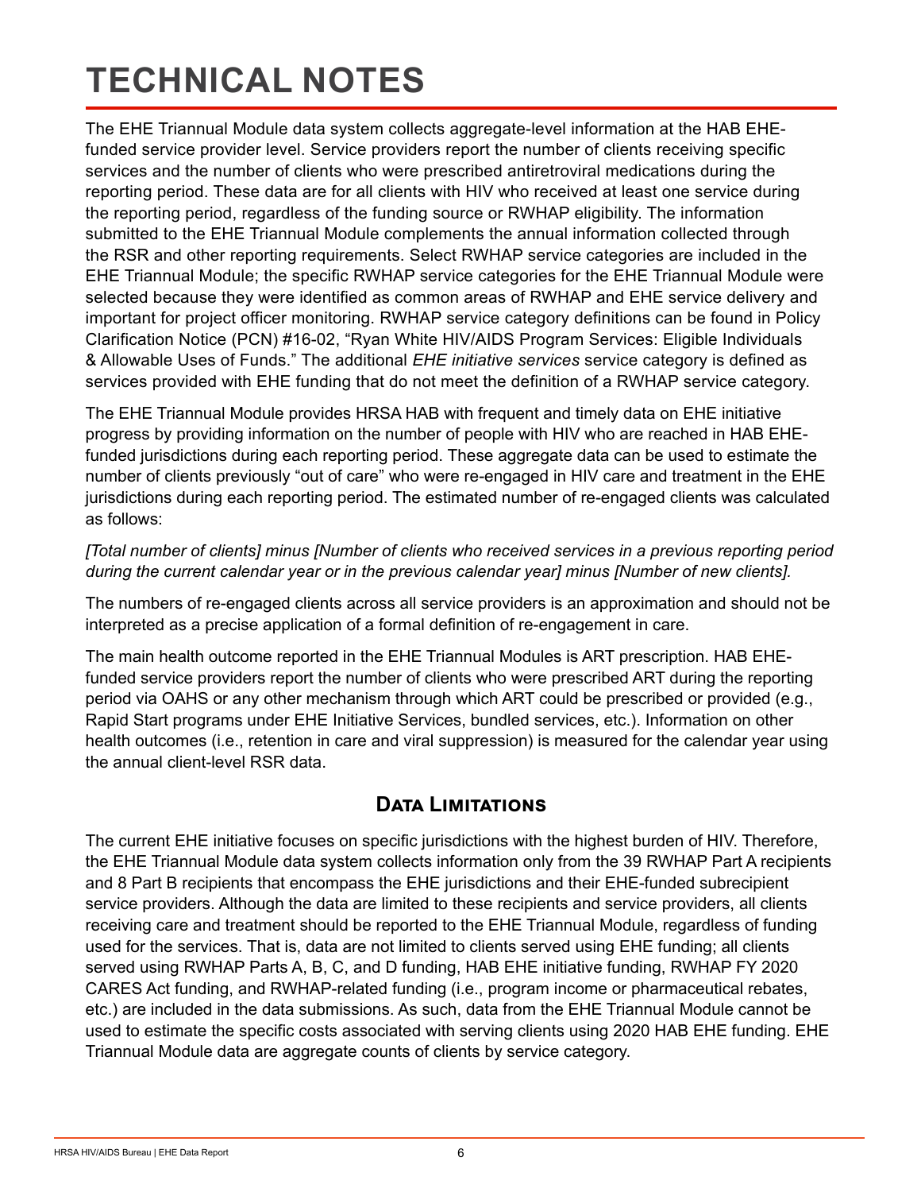# TECHNICAL NOTES

The EHE Triannual Module data system collects aggregate-level information at the HAB EHE-funded service provider level. Service providers report the number of clients receiving specific services and the number of clients who were prescribed antiretroviral medications during the reporting period. These data are for all clients with HIV who received at least one service during the reporting period, regardless of the funding source or RWHAP eligibility. The information submitted to the EHE Triannual Module complements the annual information collected through the RSR and other reporting requirements. Select RWHAP service categories are included in the EHE Triannual Module; the specific RWHAP service categories for the EHE Triannual Module were selected because they were identified as common areas of RWHAP and EHE service delivery and important for project officer monitoring. RWHAP service category definitions can be found in Policy Clarification Notice (PCN) #16-02, "Ryan White HIV/AIDS Program Services: Eligible Individuals & Allowable Uses of Funds." The additional *EHE initiative services* service category is defined as services provided with EHE funding that do not meet the definition of a RWHAP service category.

The EHE Triannual Module provides HRSA HAB with frequent and timely data on EHE initiative progress by providing information on the number of people with HIV who are reached in HAB EHE-funded jurisdictions during each reporting period. These aggregate data can be used to estimate the number of clients previously "out of care" who were re-engaged in HIV care and treatment in the EHE jurisdictions during each reporting period. The estimated number of re-engaged clients was calculated as follows:

*[Total number of clients] minus [Number of clients who received services in a previous reporting period during the current calendar year or in the previous calendar year] minus [Number of new clients].*

The numbers of re-engaged clients across all service providers is an approximation and should not be interpreted as a precise application of a formal definition of re-engagement in care.

The main health outcome reported in the EHE Triannual Modules is ART prescription. HAB EHE-funded service providers report the number of clients who were prescribed ART during the reporting period via OAHS or any other mechanism through which ART could be prescribed or provided (e.g., Rapid Start programs under EHE Initiative Services, bundled services, etc.). Information on other health outcomes (i.e., retention in care and viral suppression) is measured for the calendar year using the annual client-level RSR data.

## Data Limitations

The current EHE initiative focuses on specific jurisdictions with the highest burden of HIV. Therefore, the EHE Triannual Module data system collects information only from the 39 RWHAP Part A recipients and 8 Part B recipients that encompass the EHE jurisdictions and their EHE-funded subrecipient service providers. Although the data are limited to these recipients and service providers, all clients receiving care and treatment should be reported to the EHE Triannual Module, regardless of funding used for the services. That is, data are not limited to clients served using EHE funding; all clients served using RWHAP Parts A, B, C, and D funding, HAB EHE initiative funding, RWHAP FY 2020 CARES Act funding, and RWHAP-related funding (i.e., program income or pharmaceutical rebates, etc.) are included in the data submissions. As such, data from the EHE Triannual Module cannot be used to estimate the specific costs associated with serving clients using 2020 HAB EHE funding. EHE Triannual Module data are aggregate counts of clients by service category.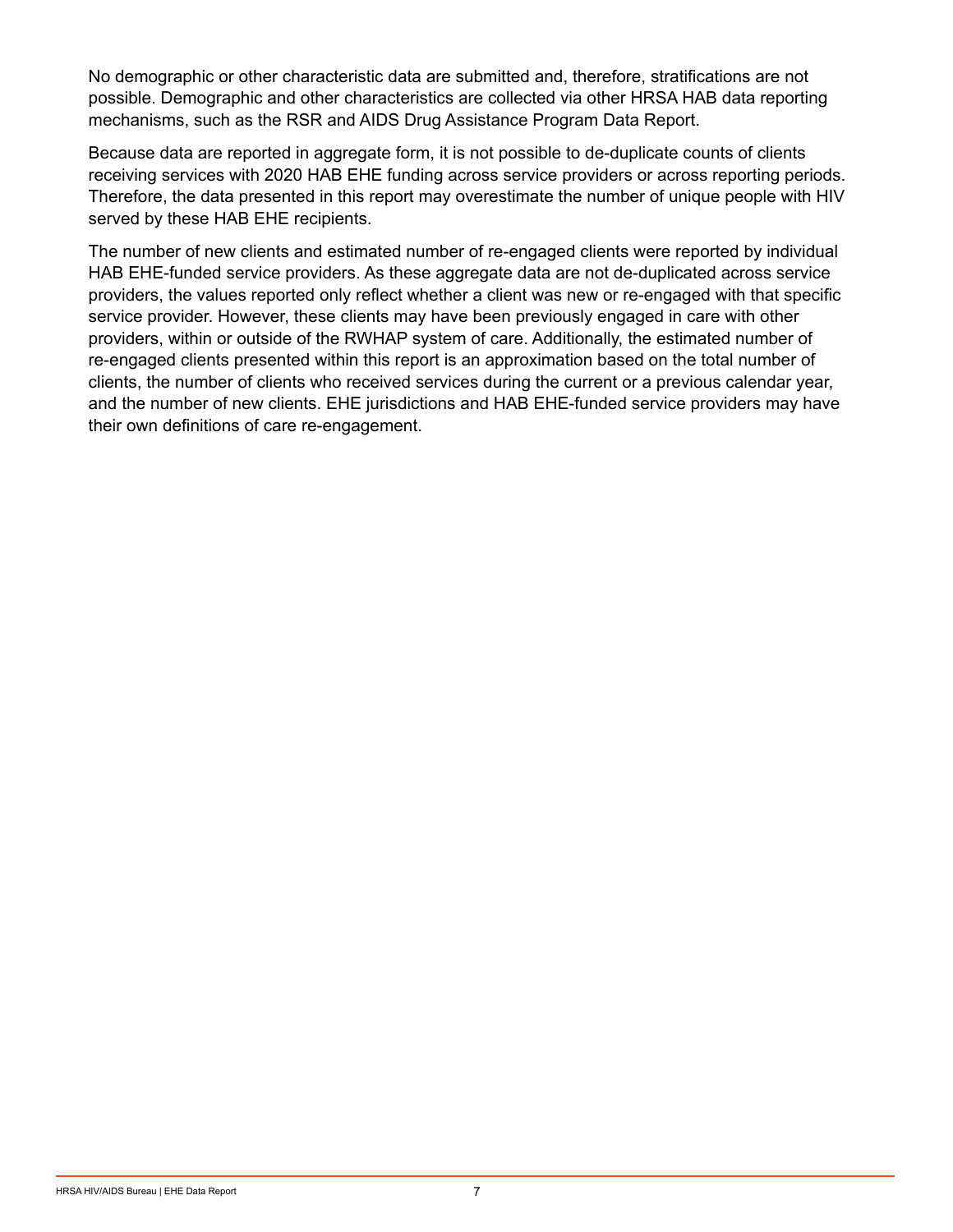No demographic or other characteristic data are submitted and, therefore, stratifications are not possible. Demographic and other characteristics are collected via other HRSA HAB data reporting mechanisms, such as the RSR and AIDS Drug Assistance Program Data Report.

Because data are reported in aggregate form, it is not possible to de-duplicate counts of clients receiving services with 2020 HAB EHE funding across service providers or across reporting periods. Therefore, the data presented in this report may overestimate the number of unique people with HIV served by these HAB EHE recipients.

The number of new clients and estimated number of re-engaged clients were reported by individual HAB EHE-funded service providers. As these aggregate data are not de-duplicated across service providers, the values reported only reflect whether a client was new or re-engaged with that specific service provider. However, these clients may have been previously engaged in care with other providers, within or outside of the RWHAP system of care. Additionally, the estimated number of re-engaged clients presented within this report is an approximation based on the total number of clients, the number of clients who received services during the current or a previous calendar year, and the number of new clients. EHE jurisdictions and HAB EHE-funded service providers may have their own definitions of care re-engagement.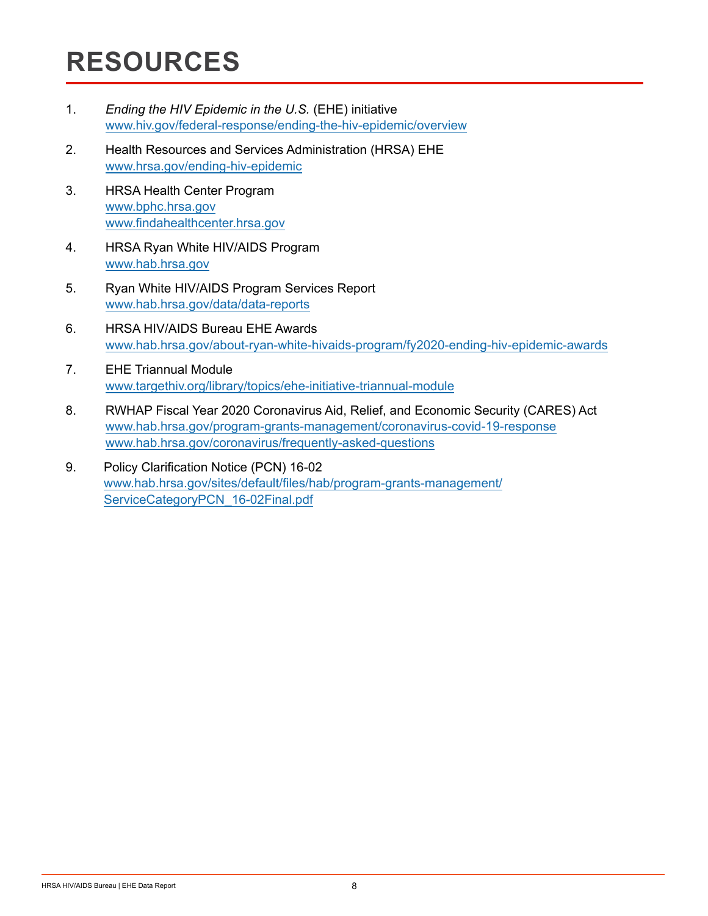# RESOURCES

1. *Ending the HIV Epidemic in the U.S.* (EHE) initiative
   www.hiv.gov/federal-response/ending-the-hiv-epidemic/overview

2. Health Resources and Services Administration (HRSA) EHE
   www.hrsa.gov/ending-hiv-epidemic

3. HRSA Health Center Program
   www.bphc.hrsa.gov
   www.findahealthcenter.hrsa.gov

4. HRSA Ryan White HIV/AIDS Program
   www.hab.hrsa.gov

5. Ryan White HIV/AIDS Program Services Report
   www.hab.hrsa.gov/data/data-reports

6. HRSA HIV/AIDS Bureau EHE Awards
   www.hab.hrsa.gov/about-ryan-white-hivaids-program/fy2020-ending-hiv-epidemic-awards

7. EHE Triannual Module
   www.targethiv.org/library/topics/ehe-initiative-triannual-module

8. RWHAP Fiscal Year 2020 Coronavirus Aid, Relief, and Economic Security (CARES) Act
   www.hab.hrsa.gov/program-grants-management/coronavirus-covid-19-response
   www.hab.hrsa.gov/coronavirus/frequently-asked-questions

9. Policy Clarification Notice (PCN) 16-02
   www.hab.hrsa.gov/sites/default/files/hab/program-grants-management/ServiceCategoryPCN_16-02Final.pdf